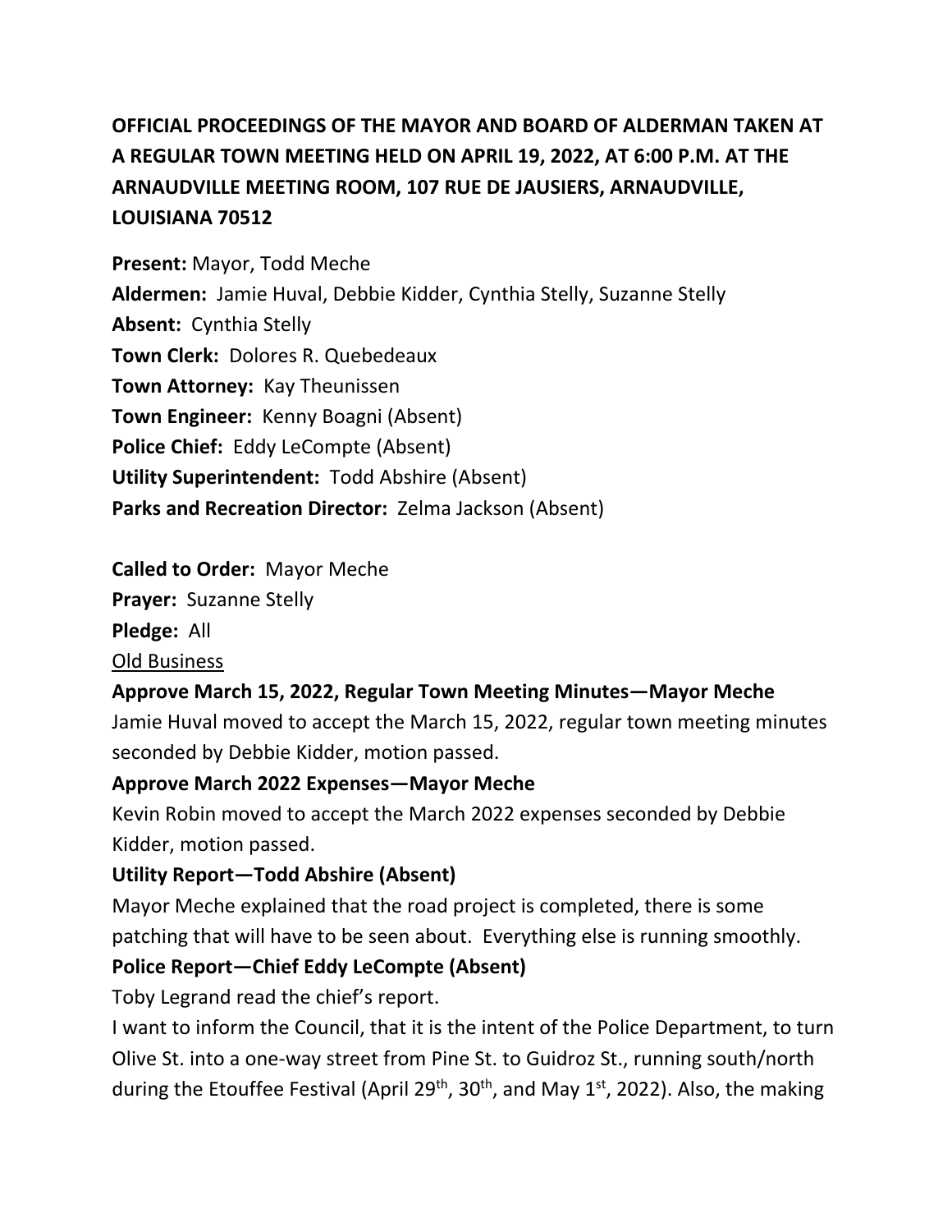**OFFICIAL PROCEEDINGS OF THE MAYOR AND BOARD OF ALDERMAN TAKEN AT A REGULAR TOWN MEETING HELD ON APRIL 19, 2022, AT 6:00 P.M. AT THE ARNAUDVILLE MEETING ROOM, 107 RUE DE JAUSIERS, ARNAUDVILLE, LOUISIANA 70512**

**Present:** Mayor, Todd Meche
**Aldermen:** Jamie Huval, Debbie Kidder, Cynthia Stelly, Suzanne Stelly
**Absent:** Cynthia Stelly
**Town Clerk:** Dolores R. Quebedeaux
**Town Attorney:** Kay Theunissen
**Town Engineer:** Kenny Boagni (Absent)
**Police Chief:** Eddy LeCompte (Absent)
**Utility Superintendent:** Todd Abshire (Absent)
**Parks and Recreation Director:** Zelma Jackson (Absent)

**Called to Order:** Mayor Meche
**Prayer:** Suzanne Stelly
**Pledge:** All
Old Business

**Approve March 15, 2022, Regular Town Meeting Minutes—Mayor Meche**
Jamie Huval moved to accept the March 15, 2022, regular town meeting minutes seconded by Debbie Kidder, motion passed.

**Approve March 2022 Expenses—Mayor Meche**
Kevin Robin moved to accept the March 2022 expenses seconded by Debbie Kidder, motion passed.

**Utility Report—Todd Abshire (Absent)**
Mayor Meche explained that the road project is completed, there is some patching that will have to be seen about. Everything else is running smoothly.

**Police Report—Chief Eddy LeCompte (Absent)**
Toby Legrand read the chief's report.
I want to inform the Council, that it is the intent of the Police Department, to turn Olive St. into a one-way street from Pine St. to Guidroz St., running south/north during the Etouffee Festival (April 29th, 30th, and May 1st, 2022). Also, the making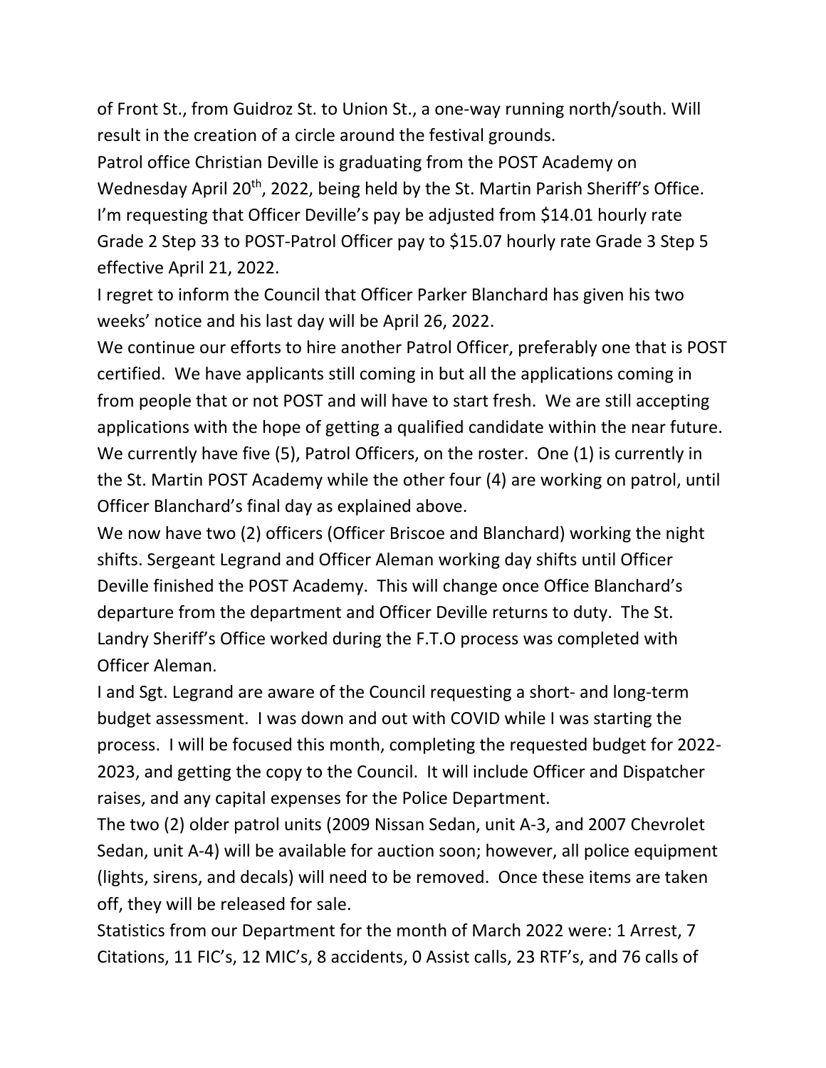of Front St., from Guidroz St. to Union St., a one-way running north/south. Will result in the creation of a circle around the festival grounds.

Patrol office Christian Deville is graduating from the POST Academy on Wednesday April 20th, 2022, being held by the St. Martin Parish Sheriff's Office. I'm requesting that Officer Deville's pay be adjusted from $14.01 hourly rate Grade 2 Step 33 to POST-Patrol Officer pay to $15.07 hourly rate Grade 3 Step 5 effective April 21, 2022.

I regret to inform the Council that Officer Parker Blanchard has given his two weeks' notice and his last day will be April 26, 2022.

We continue our efforts to hire another Patrol Officer, preferably one that is POST certified. We have applicants still coming in but all the applications coming in from people that or not POST and will have to start fresh. We are still accepting applications with the hope of getting a qualified candidate within the near future. We currently have five (5), Patrol Officers, on the roster. One (1) is currently in the St. Martin POST Academy while the other four (4) are working on patrol, until Officer Blanchard's final day as explained above.

We now have two (2) officers (Officer Briscoe and Blanchard) working the night shifts. Sergeant Legrand and Officer Aleman working day shifts until Officer Deville finished the POST Academy. This will change once Office Blanchard's departure from the department and Officer Deville returns to duty. The St. Landry Sheriff's Office worked during the F.T.O process was completed with Officer Aleman.

I and Sgt. Legrand are aware of the Council requesting a short- and long-term budget assessment. I was down and out with COVID while I was starting the process. I will be focused this month, completing the requested budget for 2022-2023, and getting the copy to the Council. It will include Officer and Dispatcher raises, and any capital expenses for the Police Department.

The two (2) older patrol units (2009 Nissan Sedan, unit A-3, and 2007 Chevrolet Sedan, unit A-4) will be available for auction soon; however, all police equipment (lights, sirens, and decals) will need to be removed. Once these items are taken off, they will be released for sale.

Statistics from our Department for the month of March 2022 were: 1 Arrest, 7 Citations, 11 FIC's, 12 MIC's, 8 accidents, 0 Assist calls, 23 RTF's, and 76 calls of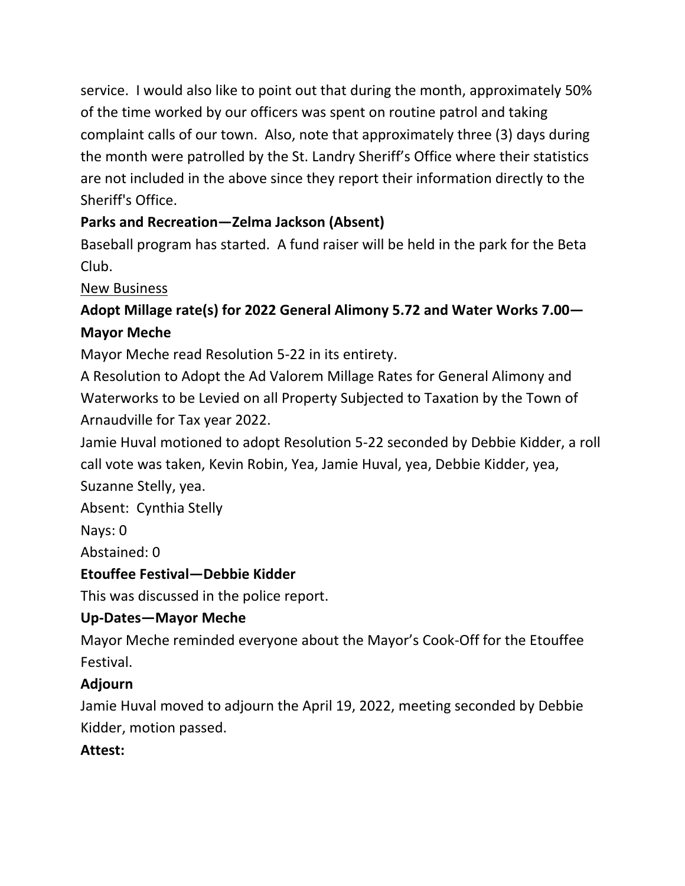service. I would also like to point out that during the month, approximately 50% of the time worked by our officers was spent on routine patrol and taking complaint calls of our town. Also, note that approximately three (3) days during the month were patrolled by the St. Landry Sheriff's Office where their statistics are not included in the above since they report their information directly to the Sheriff's Office.

**Parks and Recreation—Zelma Jackson (Absent)**

Baseball program has started. A fund raiser will be held in the park for the Beta Club.

<u>New Business</u>

**Adopt Millage rate(s) for 2022 General Alimony 5.72 and Water Works 7.00—Mayor Meche**

Mayor Meche read Resolution 5-22 in its entirety.

A Resolution to Adopt the Ad Valorem Millage Rates for General Alimony and Waterworks to be Levied on all Property Subjected to Taxation by the Town of Arnaudville for Tax year 2022.

Jamie Huval motioned to adopt Resolution 5-22 seconded by Debbie Kidder, a roll call vote was taken, Kevin Robin, Yea, Jamie Huval, yea, Debbie Kidder, yea, Suzanne Stelly, yea.

Absent: Cynthia Stelly

Nays: 0

Abstained: 0

**Etouffee Festival—Debbie Kidder**

This was discussed in the police report.

**Up-Dates—Mayor Meche**

Mayor Meche reminded everyone about the Mayor's Cook-Off for the Etouffee Festival.

**Adjourn**

Jamie Huval moved to adjourn the April 19, 2022, meeting seconded by Debbie Kidder, motion passed.

**Attest:**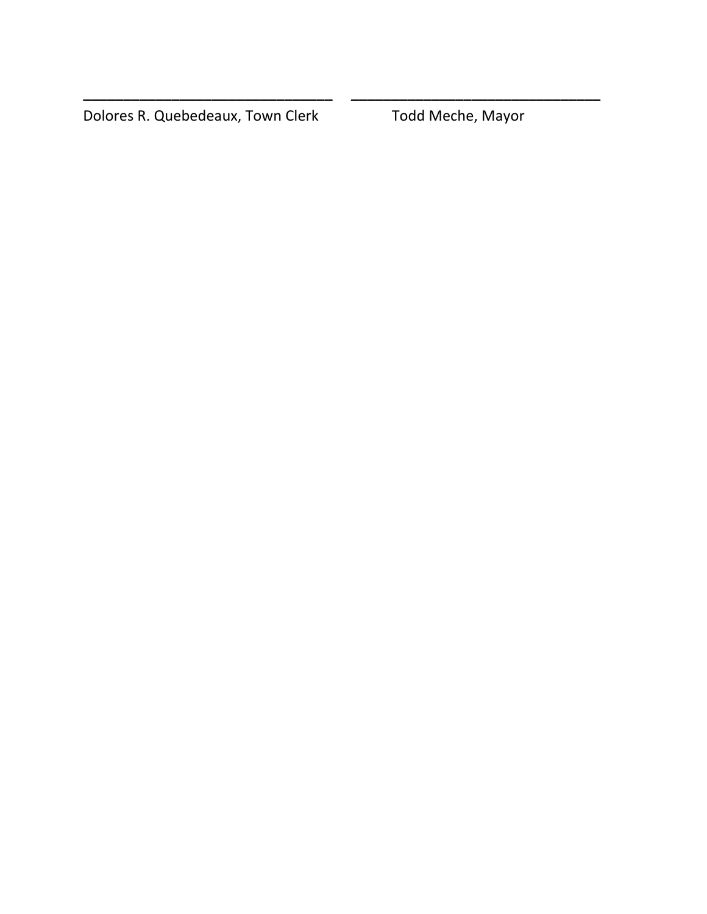\_\_\_\_\_\_\_\_\_\_\_\_\_\_\_\_\_\_\_\_\_\_\_\_\_\_\_\_\_\_ \_\_\_\_\_\_\_\_\_\_\_\_\_\_\_\_\_\_\_\_\_\_\_\_\_\_\_\_\_\_

Dolores R. Quebedeaux, Town Clerk Todd Meche, Mayor